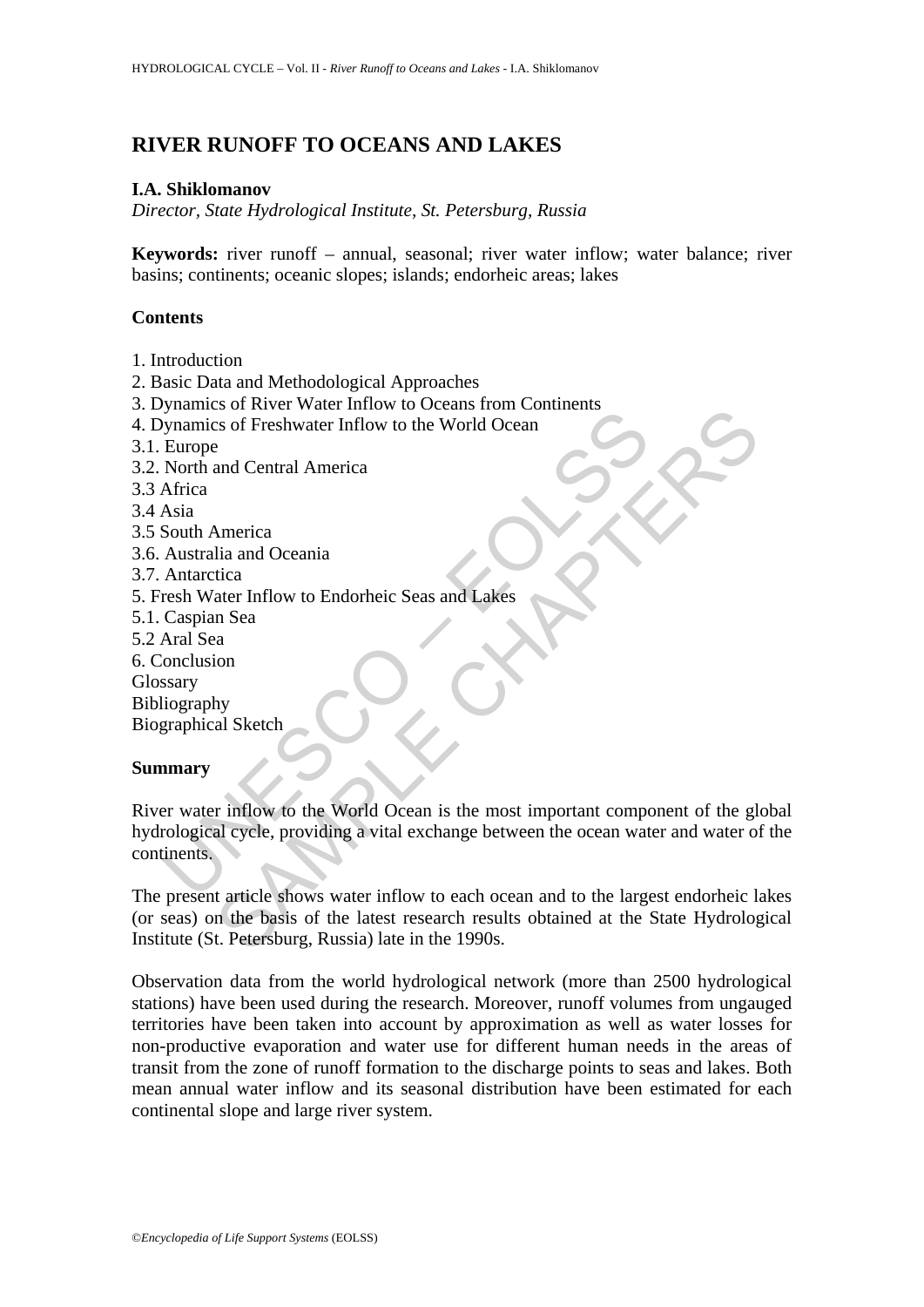# RIVER RUNOFF TO OCEANS AND LAKES

**I.A. Shiklomanov**

*Director, State Hydrological Institute, St. Petersburg, Russia*

**Keywords:** river runoff – annual, seasonal; river water inflow; water balance; river basins; continents; oceanic slopes; islands; endorheic areas; lakes

## Contents

1. Introduction
2. Basic Data and Methodological Approaches
3. Dynamics of River Water Inflow to Oceans from Continents
4. Dynamics of Freshwater Inflow to the World Ocean
3.1. Europe
3.2. North and Central America
3.3 Africa
3.4 Asia
3.5 South America
3.6. Australia and Oceania
3.7. Antarctica
5. Fresh Water Inflow to Endorheic Seas and Lakes
5.1. Caspian Sea
5.2 Aral Sea
6. Conclusion
Glossary
Bibliography
Biographical Sketch

## Summary

River water inflow to the World Ocean is the most important component of the global hydrological cycle, providing a vital exchange between the ocean water and water of the continents.

The present article shows water inflow to each ocean and to the largest endorheic lakes (or seas) on the basis of the latest research results obtained at the State Hydrological Institute (St. Petersburg, Russia) late in the 1990s.

Observation data from the world hydrological network (more than 2500 hydrological stations) have been used during the research. Moreover, runoff volumes from ungauged territories have been taken into account by approximation as well as water losses for non-productive evaporation and water use for different human needs in the areas of transit from the zone of runoff formation to the discharge points to seas and lakes. Both mean annual water inflow and its seasonal distribution have been estimated for each continental slope and large river system.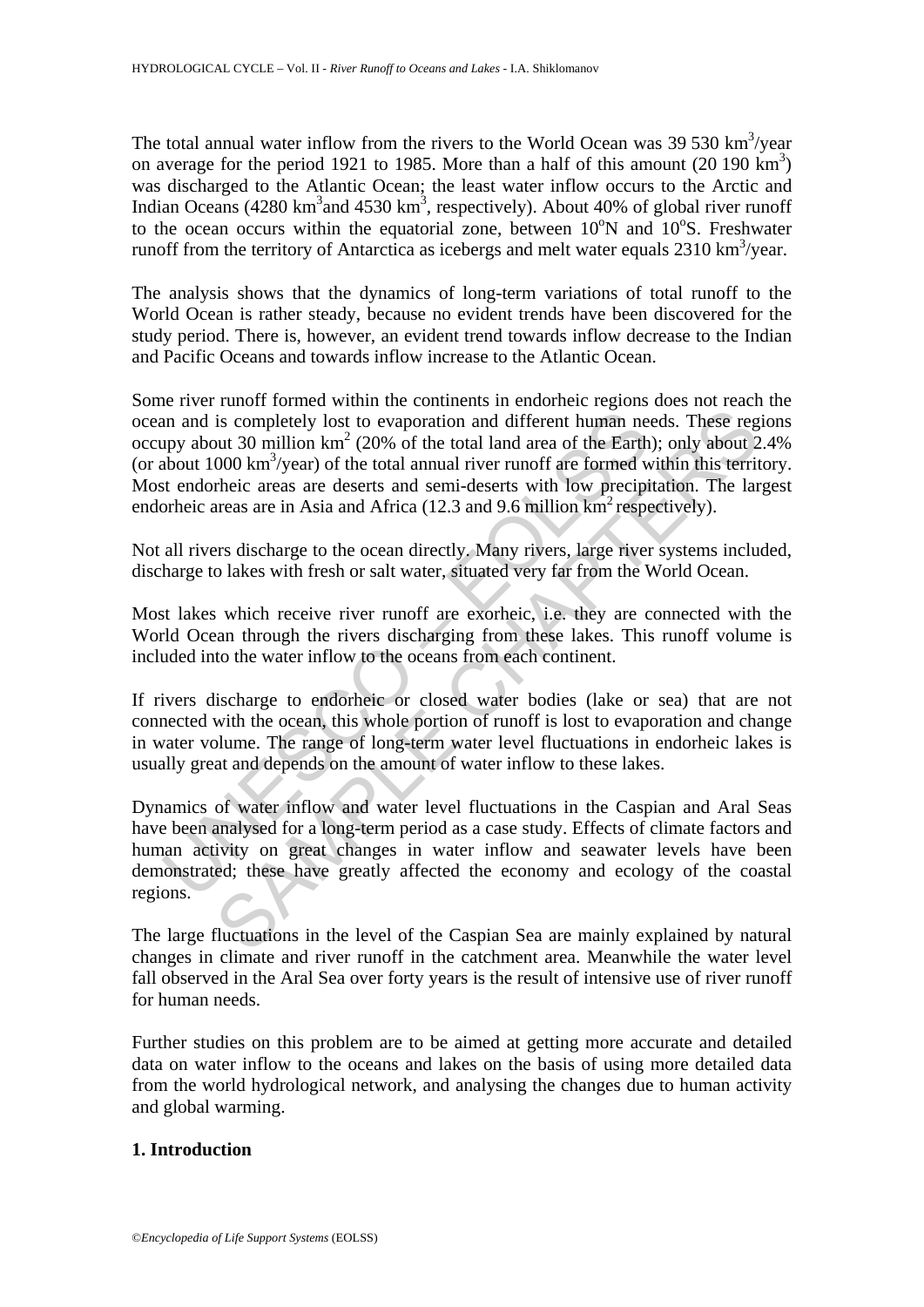The total annual water inflow from the rivers to the World Ocean was 39 530 $km^3$/year on average for the period 1921 to 1985. More than a half of this amount (20 190 $km^3$) was discharged to the Atlantic Ocean; the least water inflow occurs to the Arctic and Indian Oceans (4280 $km^3$and 4530 $km^3$, respectively). About 40% of global river runoff to the ocean occurs within the equatorial zone, between $10^oN$ and $10^oS$. Freshwater runoff from the territory of Antarctica as icebergs and melt water equals 2310 $km^3$/year.

The analysis shows that the dynamics of long-term variations of total runoff to the World Ocean is rather steady, because no evident trends have been discovered for the study period. There is, however, an evident trend towards inflow decrease to the Indian and Pacific Oceans and towards inflow increase to the Atlantic Ocean.

Some river runoff formed within the continents in endorheic regions does not reach the ocean and is completely lost to evaporation and different human needs. These regions occupy about 30 million $km^2$ (20% of the total land area of the Earth); only about 2.4% (or about 1000 $km^3$/year) of the total annual river runoff are formed within this territory. Most endorheic areas are deserts and semi-deserts with low precipitation. The largest endorheic areas are in Asia and Africa (12.3 and 9.6 million $km^2$ respectively).

Not all rivers discharge to the ocean directly. Many rivers, large river systems included, discharge to lakes with fresh or salt water, situated very far from the World Ocean.

Most lakes which receive river runoff are exorheic, i.e. they are connected with the World Ocean through the rivers discharging from these lakes. This runoff volume is included into the water inflow to the oceans from each continent.

If rivers discharge to endorheic or closed water bodies (lake or sea) that are not connected with the ocean, this whole portion of runoff is lost to evaporation and change in water volume. The range of long-term water level fluctuations in endorheic lakes is usually great and depends on the amount of water inflow to these lakes.

Dynamics of water inflow and water level fluctuations in the Caspian and Aral Seas have been analysed for a long-term period as a case study. Effects of climate factors and human activity on great changes in water inflow and seawater levels have been demonstrated; these have greatly affected the economy and ecology of the coastal regions.

The large fluctuations in the level of the Caspian Sea are mainly explained by natural changes in climate and river runoff in the catchment area. Meanwhile the water level fall observed in the Aral Sea over forty years is the result of intensive use of river runoff for human needs.

Further studies on this problem are to be aimed at getting more accurate and detailed data on water inflow to the oceans and lakes on the basis of using more detailed data from the world hydrological network, and analysing the changes due to human activity and global warming.

## 1. Introduction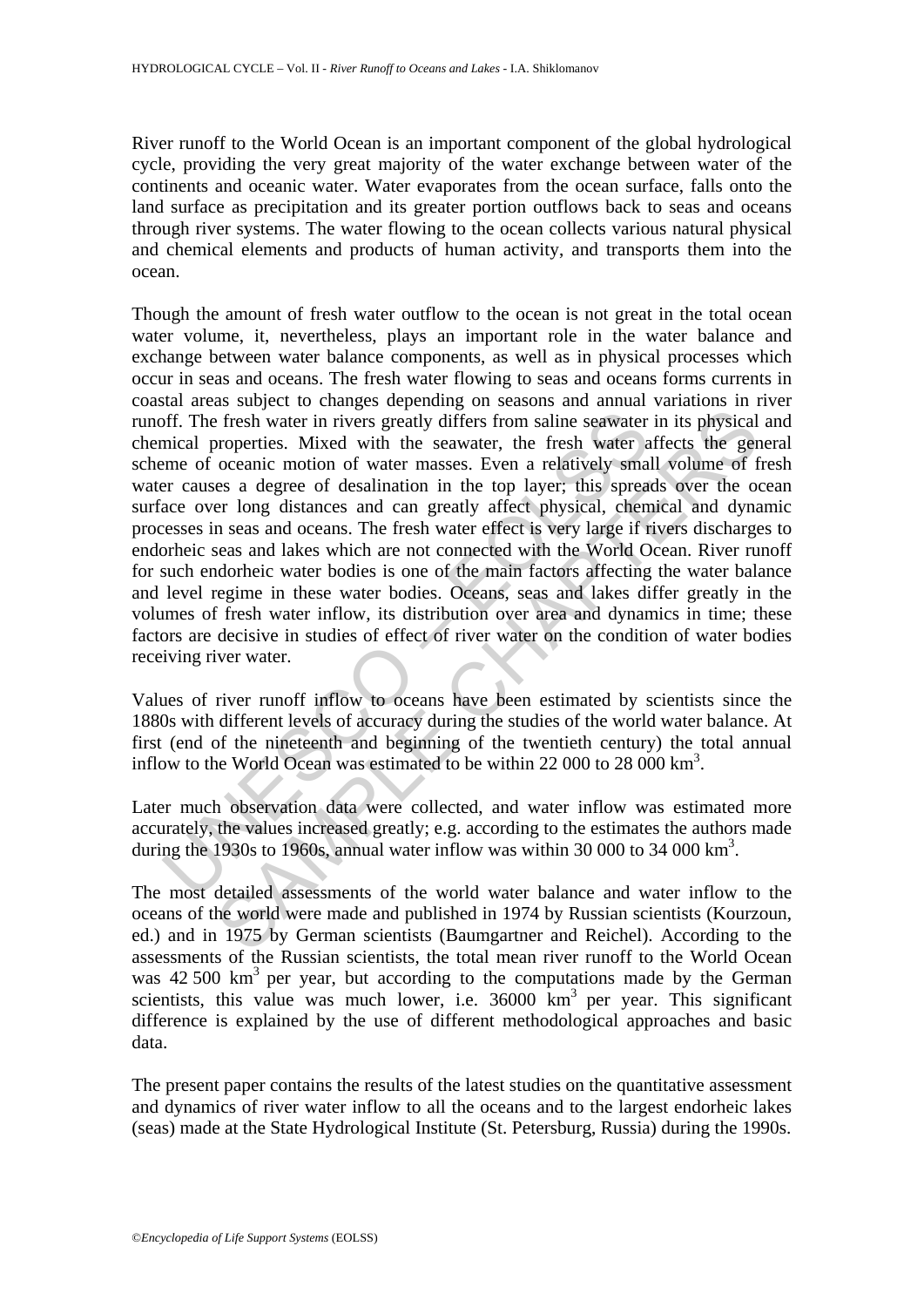River runoff to the World Ocean is an important component of the global hydrological cycle, providing the very great majority of the water exchange between water of the continents and oceanic water. Water evaporates from the ocean surface, falls onto the land surface as precipitation and its greater portion outflows back to seas and oceans through river systems. The water flowing to the ocean collects various natural physical and chemical elements and products of human activity, and transports them into the ocean.

Though the amount of fresh water outflow to the ocean is not great in the total ocean water volume, it, nevertheless, plays an important role in the water balance and exchange between water balance components, as well as in physical processes which occur in seas and oceans. The fresh water flowing to seas and oceans forms currents in coastal areas subject to changes depending on seasons and annual variations in river runoff. The fresh water in rivers greatly differs from saline seawater in its physical and chemical properties. Mixed with the seawater, the fresh water affects the general scheme of oceanic motion of water masses. Even a relatively small volume of fresh water causes a degree of desalination in the top layer; this spreads over the ocean surface over long distances and can greatly affect physical, chemical and dynamic processes in seas and oceans. The fresh water effect is very large if rivers discharges to endorheic seas and lakes which are not connected with the World Ocean. River runoff for such endorheic water bodies is one of the main factors affecting the water balance and level regime in these water bodies. Oceans, seas and lakes differ greatly in the volumes of fresh water inflow, its distribution over area and dynamics in time; these factors are decisive in studies of effect of river water on the condition of water bodies receiving river water.

Values of river runoff inflow to oceans have been estimated by scientists since the 1880s with different levels of accuracy during the studies of the world water balance. At first (end of the nineteenth and beginning of the twentieth century) the total annual inflow to the World Ocean was estimated to be within 22 000 to 28 000 km$^3$.

Later much observation data were collected, and water inflow was estimated more accurately, the values increased greatly; e.g. according to the estimates the authors made during the 1930s to 1960s, annual water inflow was within 30 000 to 34 000 km$^3$.

The most detailed assessments of the world water balance and water inflow to the oceans of the world were made and published in 1974 by Russian scientists (Kourzoun, ed.) and in 1975 by German scientists (Baumgartner and Reichel). According to the assessments of the Russian scientists, the total mean river runoff to the World Ocean was 42 500 km$^3$ per year, but according to the computations made by the German scientists, this value was much lower, i.e. 36000 km$^3$ per year. This significant difference is explained by the use of different methodological approaches and basic data.

The present paper contains the results of the latest studies on the quantitative assessment and dynamics of river water inflow to all the oceans and to the largest endorheic lakes (seas) made at the State Hydrological Institute (St. Petersburg, Russia) during the 1990s.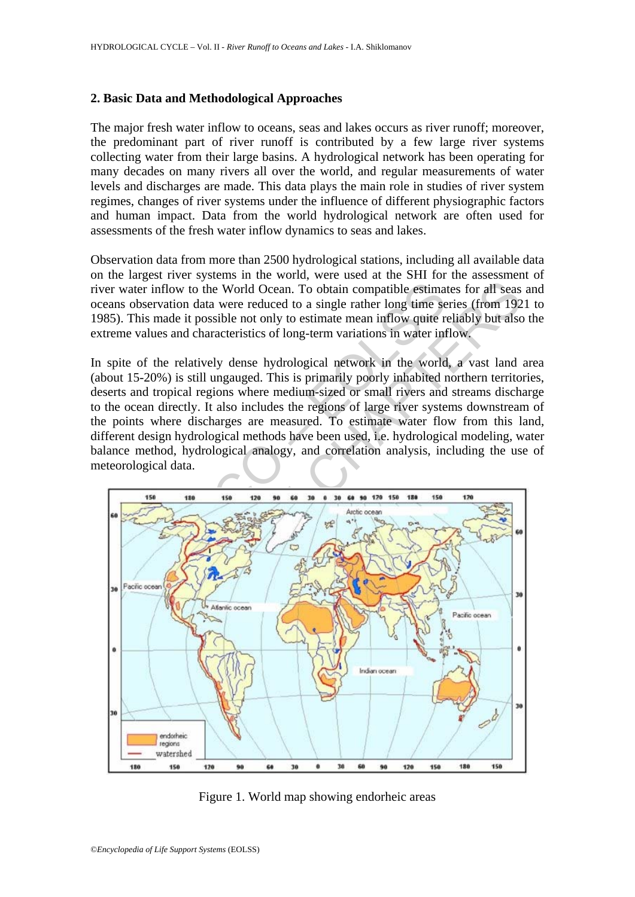## 2. Basic Data and Methodological Approaches

The major fresh water inflow to oceans, seas and lakes occurs as river runoff; moreover, the predominant part of river runoff is contributed by a few large river systems collecting water from their large basins. A hydrological network has been operating for many decades on many rivers all over the world, and regular measurements of water levels and discharges are made. This data plays the main role in studies of river system regimes, changes of river systems under the influence of different physiographic factors and human impact. Data from the world hydrological network are often used for assessments of the fresh water inflow dynamics to seas and lakes.

Observation data from more than 2500 hydrological stations, including all available data on the largest river systems in the world, were used at the SHI for the assessment of river water inflow to the World Ocean. To obtain compatible estimates for all seas and oceans observation data were reduced to a single rather long time series (from 1921 to 1985). This made it possible not only to estimate mean inflow quite reliably but also the extreme values and characteristics of long-term variations in water inflow.

In spite of the relatively dense hydrological network in the world, a vast land area (about 15-20%) is still ungauged. This is primarily poorly inhabited northern territories, deserts and tropical regions where medium-sized or small rivers and streams discharge to the ocean directly. It also includes the regions of large river systems downstream of the points where discharges are measured. To estimate water flow from this land, different design hydrological methods have been used, i.e. hydrological modeling, water balance method, hydrological analogy, and correlation analysis, including the use of meteorological data.

Figure 1. World map showing endorheic areas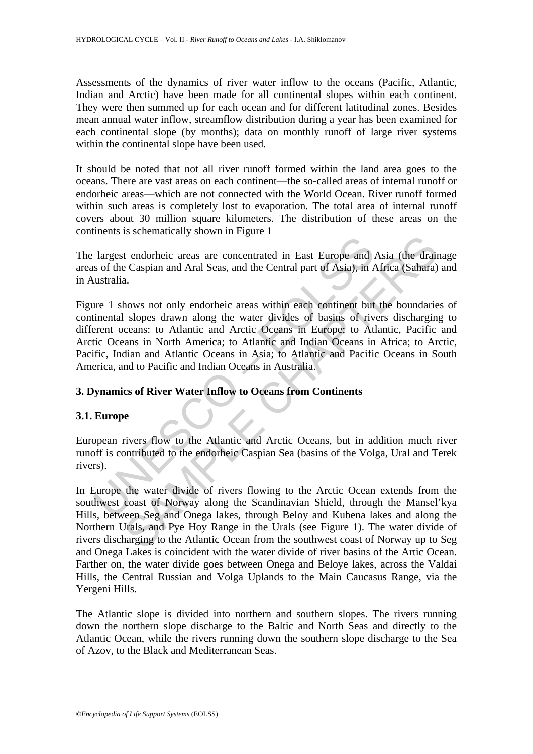Assessments of the dynamics of river water inflow to the oceans (Pacific, Atlantic, Indian and Arctic) have been made for all continental slopes within each continent. They were then summed up for each ocean and for different latitudinal zones. Besides mean annual water inflow, streamflow distribution during a year has been examined for each continental slope (by months); data on monthly runoff of large river systems within the continental slope have been used.

It should be noted that not all river runoff formed within the land area goes to the oceans. There are vast areas on each continent—the so-called areas of internal runoff or endorheic areas—which are not connected with the World Ocean. River runoff formed within such areas is completely lost to evaporation. The total area of internal runoff covers about 30 million square kilometers. The distribution of these areas on the continents is schematically shown in Figure 1

The largest endorheic areas are concentrated in East Europe and Asia (the drainage areas of the Caspian and Aral Seas, and the Central part of Asia), in Africa (Sahara) and in Australia.

Figure 1 shows not only endorheic areas within each continent but the boundaries of continental slopes drawn along the water divides of basins of rivers discharging to different oceans: to Atlantic and Arctic Oceans in Europe; to Atlantic, Pacific and Arctic Oceans in North America; to Atlantic and Indian Oceans in Africa; to Arctic, Pacific, Indian and Atlantic Oceans in Asia; to Atlantic and Pacific Oceans in South America, and to Pacific and Indian Oceans in Australia.

## 3. Dynamics of River Water Inflow to Oceans from Continents

### 3.1. Europe

European rivers flow to the Atlantic and Arctic Oceans, but in addition much river runoff is contributed to the endorheic Caspian Sea (basins of the Volga, Ural and Terek rivers).

In Europe the water divide of rivers flowing to the Arctic Ocean extends from the southwest coast of Norway along the Scandinavian Shield, through the Mansel'kya Hills, between Seg and Onega lakes, through Beloy and Kubena lakes and along the Northern Urals, and Pye Hoy Range in the Urals (see Figure 1). The water divide of rivers discharging to the Atlantic Ocean from the southwest coast of Norway up to Seg and Onega Lakes is coincident with the water divide of river basins of the Artic Ocean. Farther on, the water divide goes between Onega and Beloye lakes, across the Valdai Hills, the Central Russian and Volga Uplands to the Main Caucasus Range, via the Yergeni Hills.

The Atlantic slope is divided into northern and southern slopes. The rivers running down the northern slope discharge to the Baltic and North Seas and directly to the Atlantic Ocean, while the rivers running down the southern slope discharge to the Sea of Azov, to the Black and Mediterranean Seas.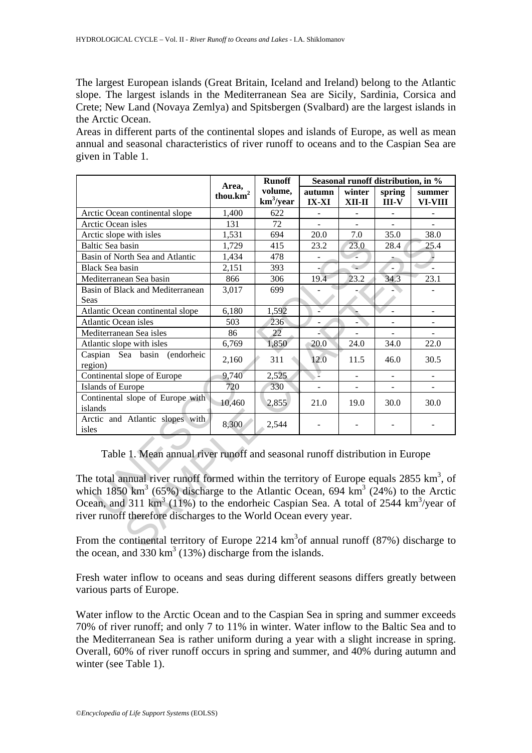The largest European islands (Great Britain, Iceland and Ireland) belong to the Atlantic slope. The largest islands in the Mediterranean Sea are Sicily, Sardinia, Corsica and Crete; New Land (Novaya Zemlya) and Spitsbergen (Svalbard) are the largest islands in the Arctic Ocean.

Areas in different parts of the continental slopes and islands of Europe, as well as mean annual and seasonal characteristics of river runoff to oceans and to the Caspian Sea are given in Table 1.

| | Area, thou.km$^2$ | Runoff volume, km$^3$/year | Seasonal runoff distribution, in % | | | |
|---|---|---|---|---|---|---|
| | | | autumn IX-XI | winter XII-II | spring III-V | summer VI-VIII |
| Arctic Ocean continental slope | 1,400 | 622 | - | - | - | - |
| Arctic Ocean isles | 131 | 72 | - | - | - | - |
| Arctic slope with isles | 1,531 | 694 | 20.0 | 7.0 | 35.0 | 38.0 |
| Baltic Sea basin | 1,729 | 415 | 23.2 | 23.0 | 28.4 | 25.4 |
| Basin of North Sea and Atlantic | 1,434 | 478 | - | - | - | - |
| Black Sea basin | 2,151 | 393 | - | - | - | - |
| Mediterranean Sea basin | 866 | 306 | 19.4 | 23.2 | 34.3 | 23.1 |
| Basin of Black and Mediterranean Seas | 3,017 | 699 | - | - | - | - |
| Atlantic Ocean continental slope | 6,180 | 1,592 | - | - | - | - |
| Atlantic Ocean isles | 503 | 236 | - | - | - | - |
| Mediterranean Sea isles | 86 | 22 | - | - | - | - |
| Atlantic slope with isles | 6,769 | 1,850 | 20.0 | 24.0 | 34.0 | 22.0 |
| Caspian Sea basin (endorheic region) | 2,160 | 311 | 12.0 | 11.5 | 46.0 | 30.5 |
| Continental slope of Europe | 9,740 | 2,525 | - | - | - | - |
| Islands of Europe | 720 | 330 | - | - | - | - |
| Continental slope of Europe with islands | 10,460 | 2,855 | 21.0 | 19.0 | 30.0 | 30.0 |
| Arctic and Atlantic slopes with isles | 8,300 | 2,544 | - | - | - | - |

Table 1. Mean annual river runoff and seasonal runoff distribution in Europe

The total annual river runoff formed within the territory of Europe equals 2855 km$^3$, of which 1850 km$^3$ (65%) discharge to the Atlantic Ocean, 694 km$^3$ (24%) to the Arctic Ocean, and 311 km$^3$ (11%) to the endorheic Caspian Sea. A total of 2544 km$^3$/year of river runoff therefore discharges to the World Ocean every year.

From the continental territory of Europe 2214 km$^3$of annual runoff (87%) discharge to the ocean, and 330 km$^3$ (13%) discharge from the islands.

Fresh water inflow to oceans and seas during different seasons differs greatly between various parts of Europe.

Water inflow to the Arctic Ocean and to the Caspian Sea in spring and summer exceeds 70% of river runoff; and only 7 to 11% in winter. Water inflow to the Baltic Sea and to the Mediterranean Sea is rather uniform during a year with a slight increase in spring. Overall, 60% of river runoff occurs in spring and summer, and 40% during autumn and winter (see Table 1).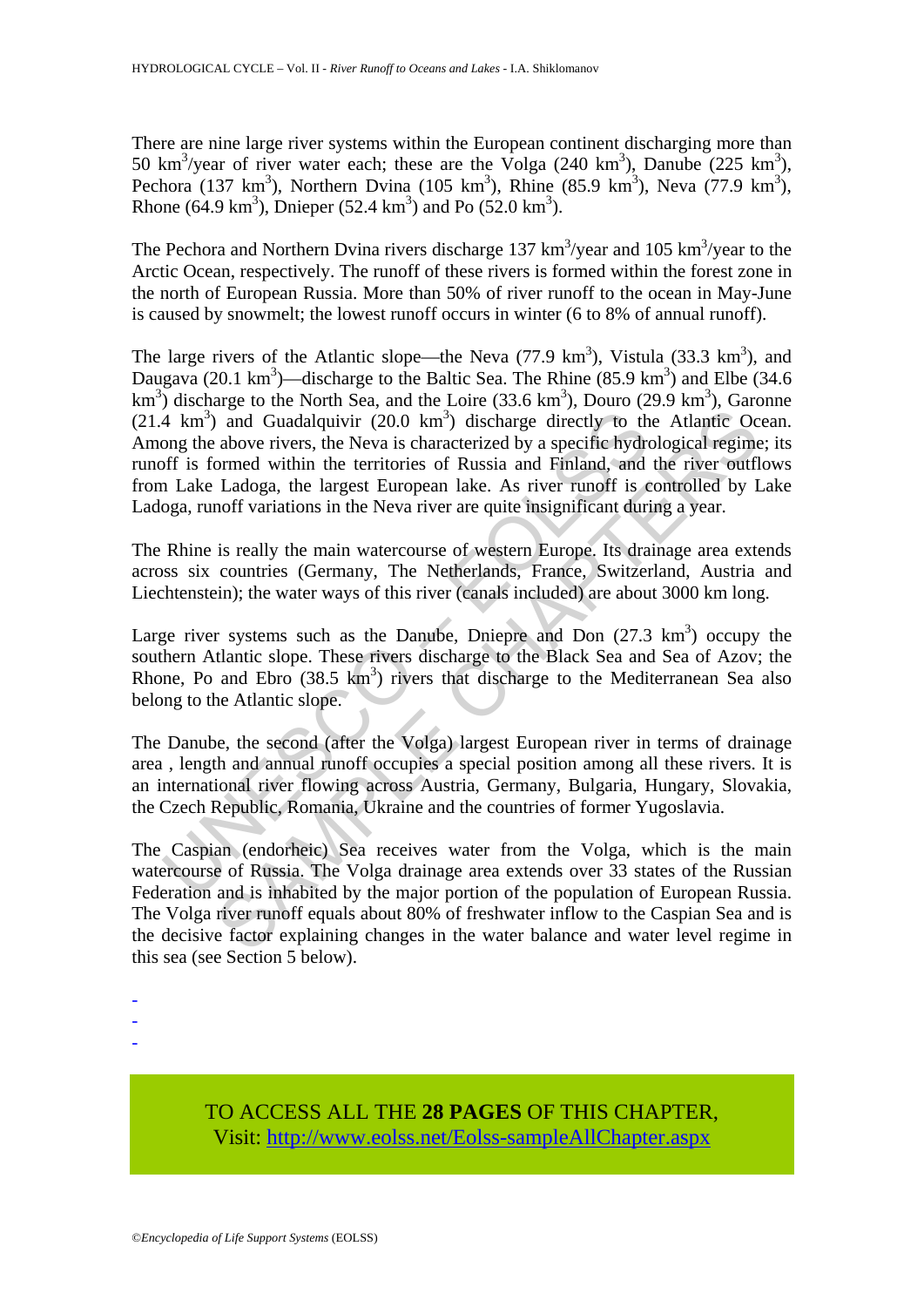There are nine large river systems within the European continent discharging more than 50 $km^3$/year of river water each; these are the Volga (240 $km^3$), Danube (225 $km^3$), Pechora (137 $km^3$), Northern Dvina (105 $km^3$), Rhine (85.9 $km^3$), Neva (77.9 $km^3$), Rhone (64.9 $km^3$), Dnieper (52.4 $km^3$) and Po (52.0 $km^3$).

The Pechora and Northern Dvina rivers discharge 137 $km^3$/year and 105 $km^3$/year to the Arctic Ocean, respectively. The runoff of these rivers is formed within the forest zone in the north of European Russia. More than 50% of river runoff to the ocean in May-June is caused by snowmelt; the lowest runoff occurs in winter (6 to 8% of annual runoff).

The large rivers of the Atlantic slope—the Neva (77.9 $km^3$), Vistula (33.3 $km^3$), and Daugava (20.1 $km^3$)—discharge to the Baltic Sea. The Rhine (85.9 $km^3$) and Elbe (34.6 $km^3$) discharge to the North Sea, and the Loire (33.6 $km^3$), Douro (29.9 $km^3$), Garonne (21.4 $km^3$) and Guadalquivir (20.0 $km^3$) discharge directly to the Atlantic Ocean. Among the above rivers, the Neva is characterized by a specific hydrological regime; its runoff is formed within the territories of Russia and Finland, and the river outflows from Lake Ladoga, the largest European lake. As river runoff is controlled by Lake Ladoga, runoff variations in the Neva river are quite insignificant during a year.

The Rhine is really the main watercourse of western Europe. Its drainage area extends across six countries (Germany, The Netherlands, France, Switzerland, Austria and Liechtenstein); the water ways of this river (canals included) are about 3000 km long.

Large river systems such as the Danube, Dniepre and Don (27.3 $km^3$) occupy the southern Atlantic slope. These rivers discharge to the Black Sea and Sea of Azov; the Rhone, Po and Ebro (38.5 $km^3$) rivers that discharge to the Mediterranean Sea also belong to the Atlantic slope.

The Danube, the second (after the Volga) largest European river in terms of drainage area , length and annual runoff occupies a special position among all these rivers. It is an international river flowing across Austria, Germany, Bulgaria, Hungary, Slovakia, the Czech Republic, Romania, Ukraine and the countries of former Yugoslavia.

The Caspian (endorheic) Sea receives water from the Volga, which is the main watercourse of Russia. The Volga drainage area extends over 33 states of the Russian Federation and is inhabited by the major portion of the population of European Russia. The Volga river runoff equals about 80% of freshwater inflow to the Caspian Sea and is the decisive factor explaining changes in the water balance and water level regime in this sea (see Section 5 below).

-
-
-

TO ACCESS ALL THE **28 PAGES** OF THIS CHAPTER,
Visit: http://www.eolss.net/Eolss-sampleAllChapter.aspx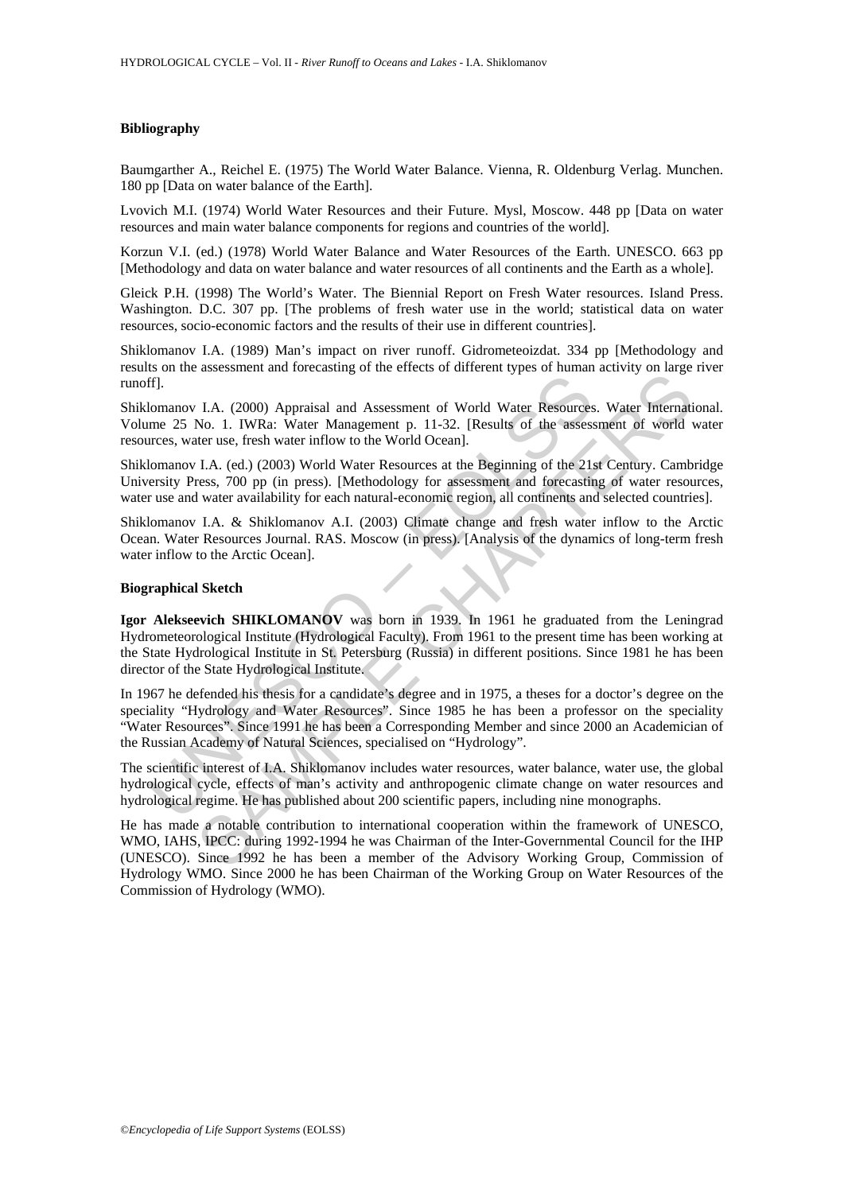### Bibliography

Baumgarther A., Reichel E. (1975) The World Water Balance. Vienna, R. Oldenburg Verlag. Munchen. 180 pp [Data on water balance of the Earth].

Lvovich M.I. (1974) World Water Resources and their Future. Mysl, Moscow. 448 pp [Data on water resources and main water balance components for regions and countries of the world].

Korzun V.I. (ed.) (1978) World Water Balance and Water Resources of the Earth. UNESCO. 663 pp [Methodology and data on water balance and water resources of all continents and the Earth as a whole].

Gleick P.H. (1998) The World's Water. The Biennial Report on Fresh Water resources. Island Press. Washington. D.C. 307 pp. [The problems of fresh water use in the world; statistical data on water resources, socio-economic factors and the results of their use in different countries].

Shiklomanov I.A. (1989) Man's impact on river runoff. Gidrometeoizdat. 334 pp [Methodology and results on the assessment and forecasting of the effects of different types of human activity on large river runoff].

Shiklomanov I.A. (2000) Appraisal and Assessment of World Water Resources. Water International. Volume 25 No. 1. IWRa: Water Management p. 11-32. [Results of the assessment of world water resources, water use, fresh water inflow to the World Ocean].

Shiklomanov I.A. (ed.) (2003) World Water Resources at the Beginning of the 21st Century. Cambridge University Press, 700 pp (in press). [Methodology for assessment and forecasting of water resources, water use and water availability for each natural-economic region, all continents and selected countries].

Shiklomanov I.A. & Shiklomanov A.I. (2003) Climate change and fresh water inflow to the Arctic Ocean. Water Resources Journal. RAS. Moscow (in press). [Analysis of the dynamics of long-term fresh water inflow to the Arctic Ocean].

### Biographical Sketch

**Igor Alekseevich SHIKLOMANOV** was born in 1939. In 1961 he graduated from the Leningrad Hydrometeorological Institute (Hydrological Faculty). From 1961 to the present time has been working at the State Hydrological Institute in St. Petersburg (Russia) in different positions. Since 1981 he has been director of the State Hydrological Institute.

In 1967 he defended his thesis for a candidate's degree and in 1975, a theses for a doctor's degree on the speciality "Hydrology and Water Resources". Since 1985 he has been a professor on the speciality "Water Resources". Since 1991 he has been a Corresponding Member and since 2000 an Academician of the Russian Academy of Natural Sciences, specialised on "Hydrology".

The scientific interest of I.A. Shiklomanov includes water resources, water balance, water use, the global hydrological cycle, effects of man's activity and anthropogenic climate change on water resources and hydrological regime. He has published about 200 scientific papers, including nine monographs.

He has made a notable contribution to international cooperation within the framework of UNESCO, WMO, IAHS, IPCC: during 1992-1994 he was Chairman of the Inter-Governmental Council for the IHP (UNESCO). Since 1992 he has been a member of the Advisory Working Group, Commission of Hydrology WMO. Since 2000 he has been Chairman of the Working Group on Water Resources of the Commission of Hydrology (WMO).